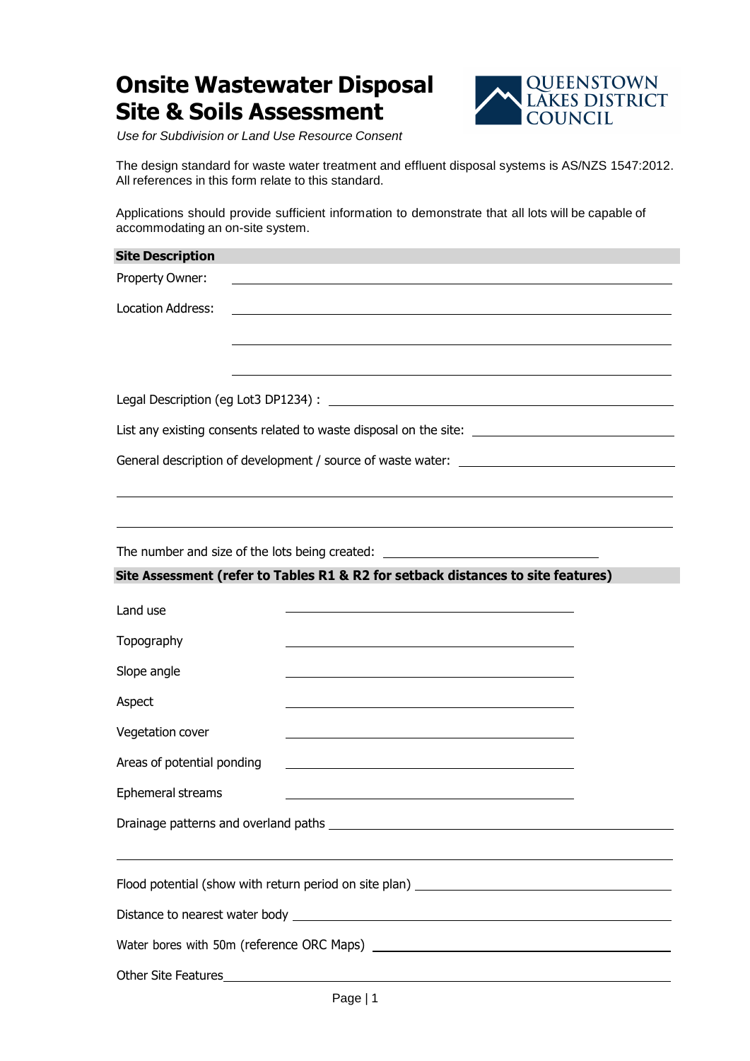# Onsite Wastewater Disposal Site & Soils Assessment

QUEENSTOWN LAKES DISTRICT COUNCIL

*Use for Subdivision or Land Use Resource Consent*

The design standard for waste water treatment and effluent disposal systems is AS/NZS 1547:2012. All references in this form relate to this standard.

Applications should provide sufficient information to demonstrate that all lots will be capable of accommodating an on-site system.

## Site Description

Property Owner: \_\_\_\_\_\_\_\_\_\_\_\_\_\_\_\_\_\_\_\_\_\_\_\_\_\_\_\_\_\_\_\_\_\_\_\_\_\_\_\_

Location Address: \_\_\_\_\_\_\_\_\_\_\_\_\_\_\_\_\_\_\_\_\_\_\_\_\_\_\_\_\_\_\_\_\_\_\_\_\_\_\_\_

\_\_\_\_\_\_\_\_\_\_\_\_\_\_\_\_\_\_\_\_\_\_\_\_\_\_\_\_\_\_\_\_\_\_\_\_\_\_\_\_

\_\_\_\_\_\_\_\_\_\_\_\_\_\_\_\_\_\_\_\_\_\_\_\_\_\_\_\_\_\_\_\_\_\_\_\_\_\_\_\_

Legal Description (eg Lot3 DP1234) : \_\_\_\_\_\_\_\_\_\_\_\_\_\_\_\_\_\_\_\_\_\_\_\_\_\_\_\_\_\_\_\_

List any existing consents related to waste disposal on the site: \_\_\_\_\_\_\_\_\_\_\_\_\_\_\_\_\_\_\_\_

General description of development / source of waste water: \_\_\_\_\_\_\_\_\_\_\_\_\_\_\_\_\_\_\_\_

\_\_\_\_\_\_\_\_\_\_\_\_\_\_\_\_\_\_\_\_\_\_\_\_\_\_\_\_\_\_\_\_\_\_\_\_\_\_\_\_\_\_\_\_\_\_\_\_\_\_

\_\_\_\_\_\_\_\_\_\_\_\_\_\_\_\_\_\_\_\_\_\_\_\_\_\_\_\_\_\_\_\_\_\_\_\_\_\_\_\_\_\_\_\_\_\_\_\_\_\_

The number and size of the lots being created: \_\_\_\_\_\_\_\_\_\_\_\_\_\_\_\_\_\_\_\_\_\_\_\_

## Site Assessment (refer to Tables R1 & R2 for setback distances to site features)

Land use \_\_\_\_\_\_\_\_\_\_\_\_\_\_\_\_\_\_\_\_\_\_\_\_\_\_\_\_\_\_

Topography \_\_\_\_\_\_\_\_\_\_\_\_\_\_\_\_\_\_\_\_\_\_\_\_\_\_\_\_\_\_

Slope angle \_\_\_\_\_\_\_\_\_\_\_\_\_\_\_\_\_\_\_\_\_\_\_\_\_\_\_\_\_\_

Aspect \_\_\_\_\_\_\_\_\_\_\_\_\_\_\_\_\_\_\_\_\_\_\_\_\_\_\_\_\_\_

Vegetation cover \_\_\_\_\_\_\_\_\_\_\_\_\_\_\_\_\_\_\_\_\_\_\_\_\_\_\_\_\_\_

Areas of potential ponding \_\_\_\_\_\_\_\_\_\_\_\_\_\_\_\_\_\_\_\_\_\_\_\_\_\_\_\_\_\_

Ephemeral streams \_\_\_\_\_\_\_\_\_\_\_\_\_\_\_\_\_\_\_\_\_\_\_\_\_\_\_\_\_\_

Drainage patterns and overland paths \_\_\_\_\_\_\_\_\_\_\_\_\_\_\_\_\_\_\_\_\_\_\_\_\_\_\_\_\_\_\_\_\_\_\_\_

\_\_\_\_\_\_\_\_\_\_\_\_\_\_\_\_\_\_\_\_\_\_\_\_\_\_\_\_\_\_\_\_\_\_\_\_\_\_\_\_\_\_\_\_\_\_\_\_\_\_

Flood potential (show with return period on site plan) \_\_\_\_\_\_\_\_\_\_\_\_\_\_\_\_\_\_\_\_\_\_\_\_\_\_\_\_

Distance to nearest water body \_\_\_\_\_\_\_\_\_\_\_\_\_\_\_\_\_\_\_\_\_\_\_\_\_\_\_\_\_\_\_\_\_\_\_\_\_\_\_\_

Water bores with 50m (reference ORC Maps) \_\_\_\_\_\_\_\_\_\_\_\_\_\_\_\_\_\_\_\_\_\_\_\_\_\_\_\_\_\_\_\_

Other Site Features\_\_\_\_\_\_\_\_\_\_\_\_\_\_\_\_\_\_\_\_\_\_\_\_\_\_\_\_\_\_\_\_\_\_\_\_\_\_\_\_\_\_\_\_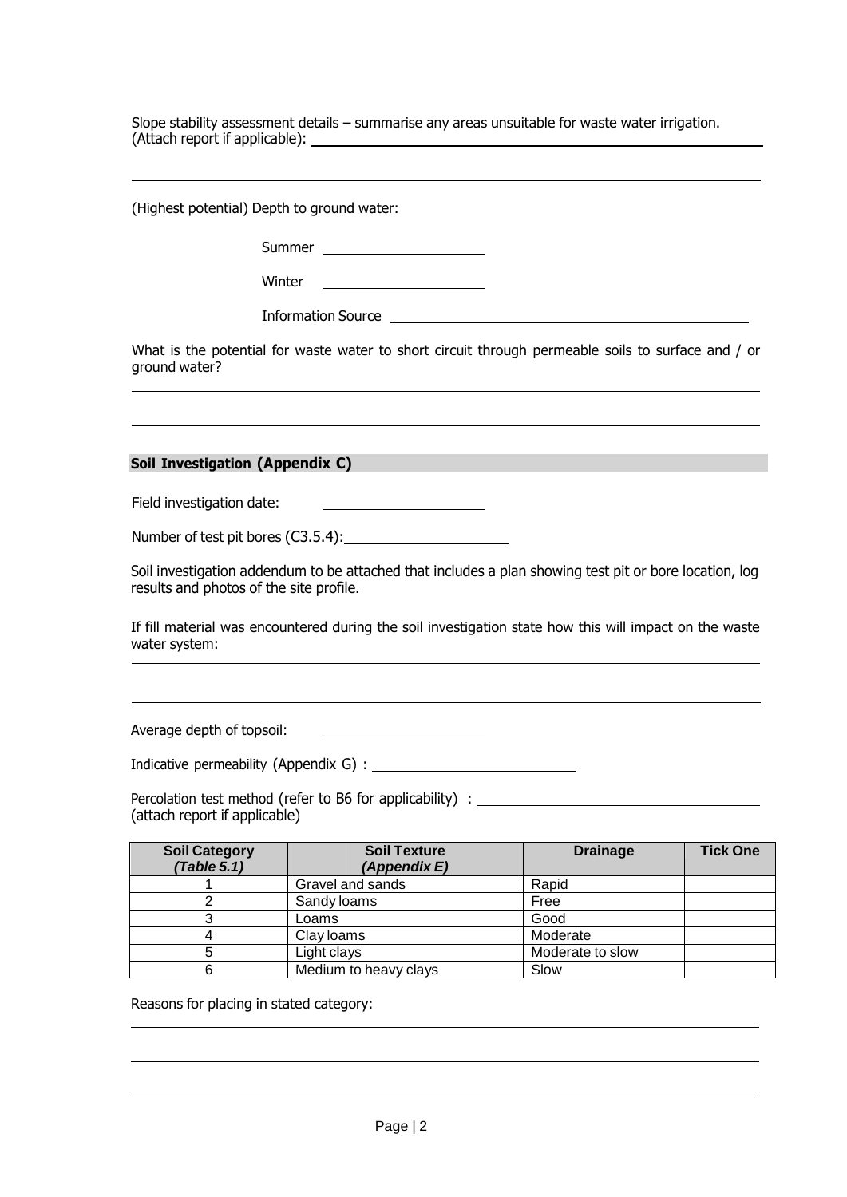Slope stability assessment details – summarise any areas unsuitable for waste water irrigation. (Attach report if applicable): ______________________________________________

______________________________________________________________________________

(Highest potential) Depth to ground water:

Summer ____________________

Winter ____________________

Information Source ______________________________________

What is the potential for waste water to short circuit through permeable soils to surface and / or ground water?

______________________________________________________________________________

______________________________________________________________________________

## Soil Investigation (Appendix C)

Field investigation date: ____________________

Number of test pit bores (C3.5.4): ____________________

Soil investigation addendum to be attached that includes a plan showing test pit or bore location, log results and photos of the site profile.

If fill material was encountered during the soil investigation state how this will impact on the waste water system:

______________________________________________________________________________

______________________________________________________________________________

Average depth of topsoil: ____________________

Indicative permeability (Appendix G) : ________________________

Percolation test method (refer to B6 for applicability) : ________________________________
(attach report if applicable)

| **Soil Category *(Table 5.1)*** | **Soil Texture *(Appendix E)*** | **Drainage** | **Tick One** |
|---|---|---|---|
| 1 | Gravel and sands | Rapid | |
| 2 | Sandy loams | Free | |
| 3 | Loams | Good | |
| 4 | Clay loams | Moderate | |
| 5 | Light clays | Moderate to slow | |
| 6 | Medium to heavy clays | Slow | |

Reasons for placing in stated category:

______________________________________________________________________________

______________________________________________________________________________

______________________________________________________________________________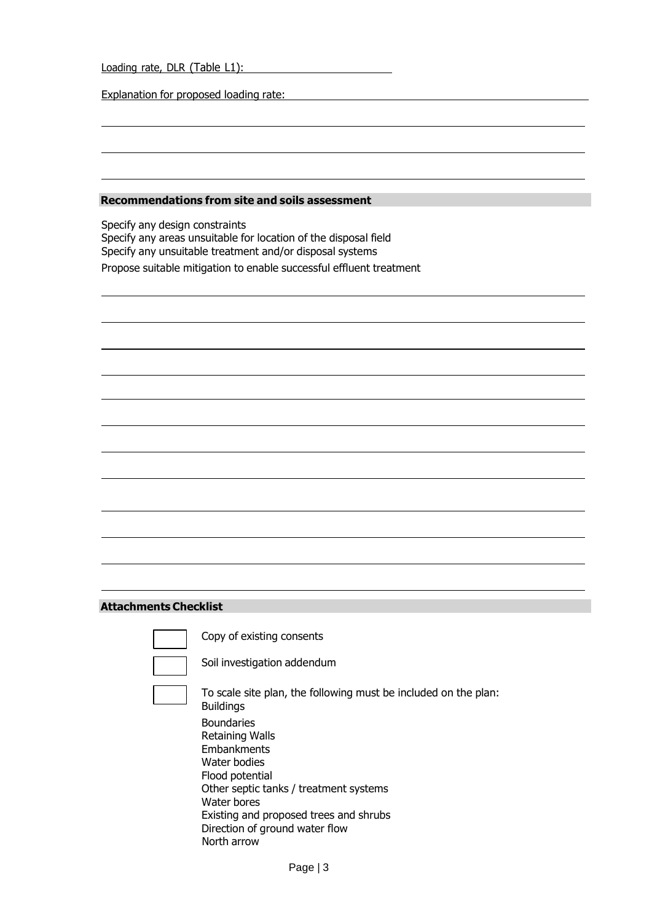Loading rate, DLR (Table L1): ______________________

Explanation for proposed loading rate: ______________________

______________________

______________________

______________________

## Recommendations from site and soils assessment

Specify any design constraints
Specify any areas unsuitable for location of the disposal field
Specify any unsuitable treatment and/or disposal systems
Propose suitable mitigation to enable successful effluent treatment

______________________

______________________

______________________

______________________

______________________

______________________

______________________

______________________

______________________

______________________

______________________

______________________

## Attachments Checklist

- [ ] Copy of existing consents
- [ ] Soil investigation addendum
- [ ] To scale site plan, the following must be included on the plan:
  - Buildings
  - Boundaries
  - Retaining Walls
  - Embankments
  - Water bodies
  - Flood potential
  - Other septic tanks / treatment systems
  - Water bores
  - Existing and proposed trees and shrubs
  - Direction of ground water flow
  - North arrow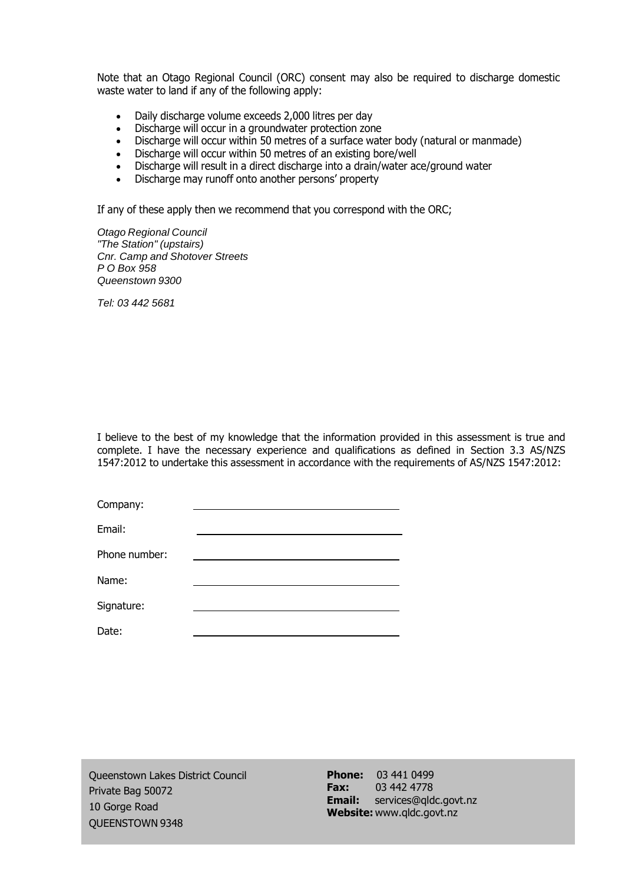Note that an Otago Regional Council (ORC) consent may also be required to discharge domestic waste water to land if any of the following apply:

- Daily discharge volume exceeds 2,000 litres per day
- Discharge will occur in a groundwater protection zone
- Discharge will occur within 50 metres of a surface water body (natural or manmade)
- Discharge will occur within 50 metres of an existing bore/well
- Discharge will result in a direct discharge into a drain/water ace/ground water
- Discharge may runoff onto another persons' property

If any of these apply then we recommend that you correspond with the ORC;

*Otago Regional Council*
*"The Station" (upstairs)*
*Cnr. Camp and Shotover Streets*
*P O Box 958*
*Queenstown 9300*

*Tel: 03 442 5681*

I believe to the best of my knowledge that the information provided in this assessment is true and complete. I have the necessary experience and qualifications as defined in Section 3.3 AS/NZS 1547:2012 to undertake this assessment in accordance with the requirements of AS/NZS 1547:2012:

Company: ______________________________

Email: ______________________________

Phone number: ______________________________

Name: ______________________________

Signature: ______________________________

Date: ______________________________

Queenstown Lakes District Council
Private Bag 50072
10 Gorge Road
QUEENSTOWN 9348

**Phone:** 03 441 0499
**Fax:** 03 442 4778
**Email:** services@qldc.govt.nz
**Website:** www.qldc.govt.nz